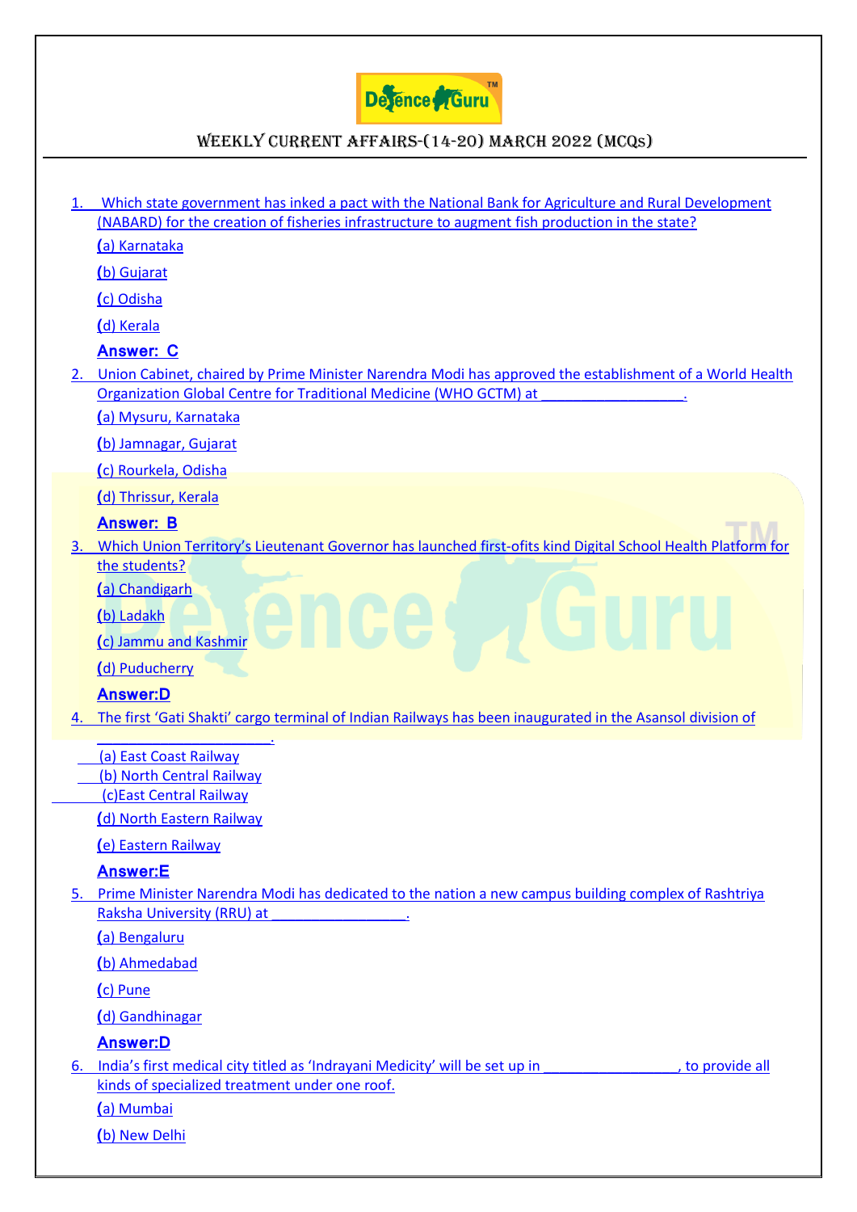# WEEKLY CURRENT AFFAIRS-(14-20) MARCH 2022 (MCQs)

1. Which state government has inked a pact with the National Bank for Agriculture and Rural Development (NABARD) for the creation of fisheries infrastructure to augment fish production in the state?

   (a) Karnataka

   (b) Gujarat

   (c) Odisha

   (d) Kerala

   **Answer: C**

2. Union Cabinet, chaired by Prime Minister Narendra Modi has approved the establishment of a World Health Organization Global Centre for Traditional Medicine (WHO GCTM) at ________________.

   (a) Mysuru, Karnataka

   (b) Jamnagar, Gujarat

   (c) Rourkela, Odisha

   (d) Thrissur, Kerala

   **Answer: B**

3. Which Union Territory's Lieutenant Governor has launched first-ofits kind Digital School Health Platform for the students?

   (a) Chandigarh

   (b) Ladakh

   (c) Jammu and Kashmir

   (d) Puducherry

   **Answer:D**

4. The first 'Gati Shakti' cargo terminal of Indian Railways has been inaugurated in the Asansol division of ____________________.

   (a) East Coast Railway

   (b) North Central Railway

   (c)East Central Railway

   (d) North Eastern Railway

   (e) Eastern Railway

   **Answer:E**

5. Prime Minister Narendra Modi has dedicated to the nation a new campus building complex of Rashtriya Raksha University (RRU) at _______________.

   (a) Bengaluru

   (b) Ahmedabad

   (c) Pune

   (d) Gandhinagar

   **Answer:D**

6. India's first medical city titled as 'Indrayani Medicity' will be set up in _______________, to provide all kinds of specialized treatment under one roof.

   (a) Mumbai

   (b) New Delhi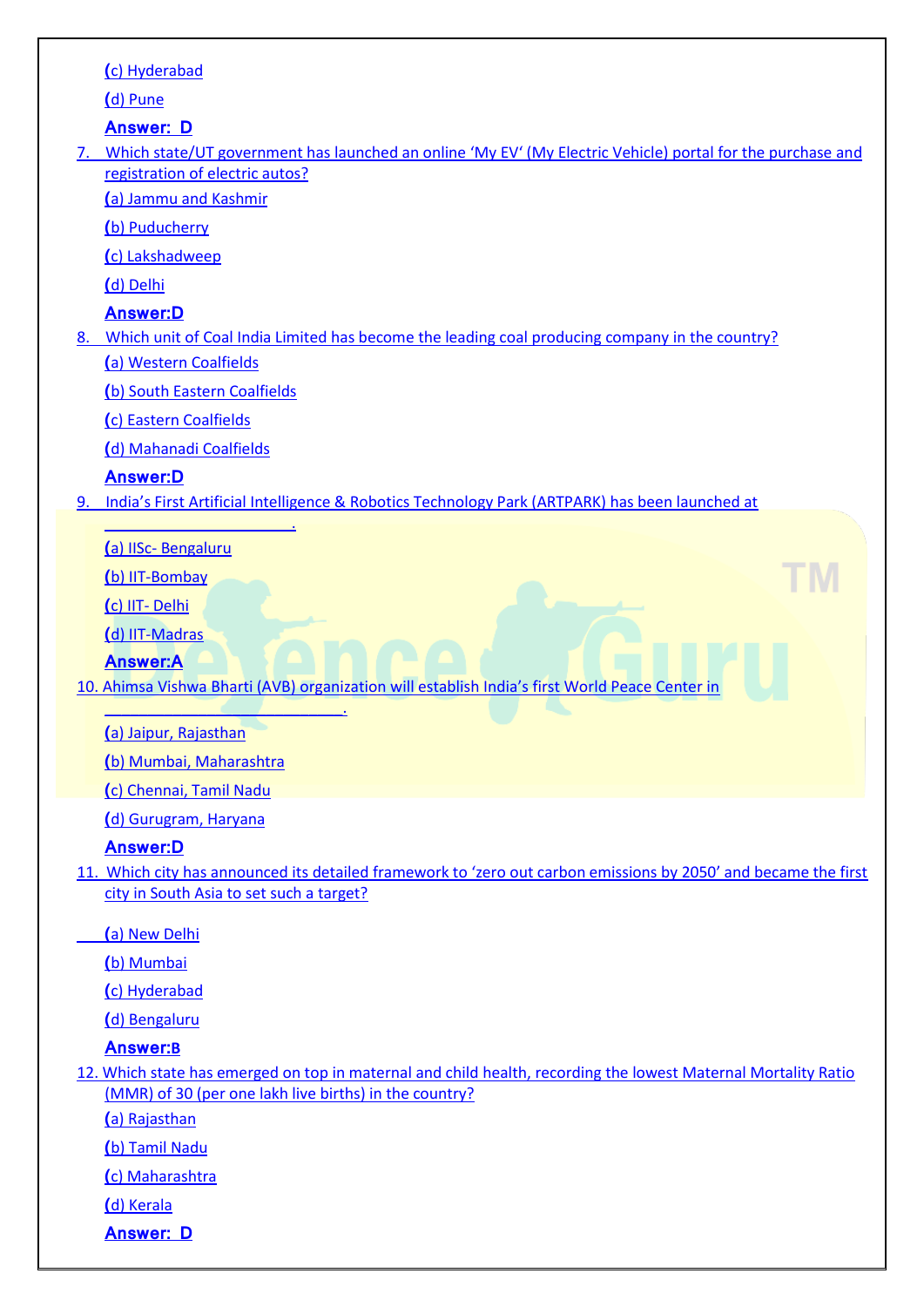(c) Hyderabad

(d) Pune

**Answer: D**

7. Which state/UT government has launched an online 'My EV' (My Electric Vehicle) portal for the purchase and registration of electric autos?

(a) Jammu and Kashmir

(b) Puducherry

(c) Lakshadweep

(d) Delhi

**Answer:D**

8. Which unit of Coal India Limited has become the leading coal producing company in the country?

(a) Western Coalfields

(b) South Eastern Coalfields

(c) Eastern Coalfields

(d) Mahanadi Coalfields

**Answer:D**

9. India's First Artificial Intelligence & Robotics Technology Park (ARTPARK) has been launched at \_\_\_\_\_\_\_\_\_\_\_\_\_\_\_\_\_\_\_\_\_\_\_.

(a) IISc- Bengaluru

(b) IIT-Bombay

(c) IIT- Delhi

(d) IIT-Madras

**Answer:A**

10. Ahimsa Vishwa Bharti (AVB) organization will establish India's first World Peace Center in \_\_\_\_\_\_\_\_\_\_\_\_\_\_\_\_\_\_\_\_\_\_\_\_\_\_\_\_.

(a) Jaipur, Rajasthan

(b) Mumbai, Maharashtra

(c) Chennai, Tamil Nadu

(d) Gurugram, Haryana

**Answer:D**

11. Which city has announced its detailed framework to 'zero out carbon emissions by 2050' and became the first city in South Asia to set such a target?

(a) New Delhi

(b) Mumbai

(c) Hyderabad

(d) Bengaluru

**Answer:B**

12. Which state has emerged on top in maternal and child health, recording the lowest Maternal Mortality Ratio (MMR) of 30 (per one lakh live births) in the country?

(a) Rajasthan

(b) Tamil Nadu

(c) Maharashtra

(d) Kerala

**Answer: D**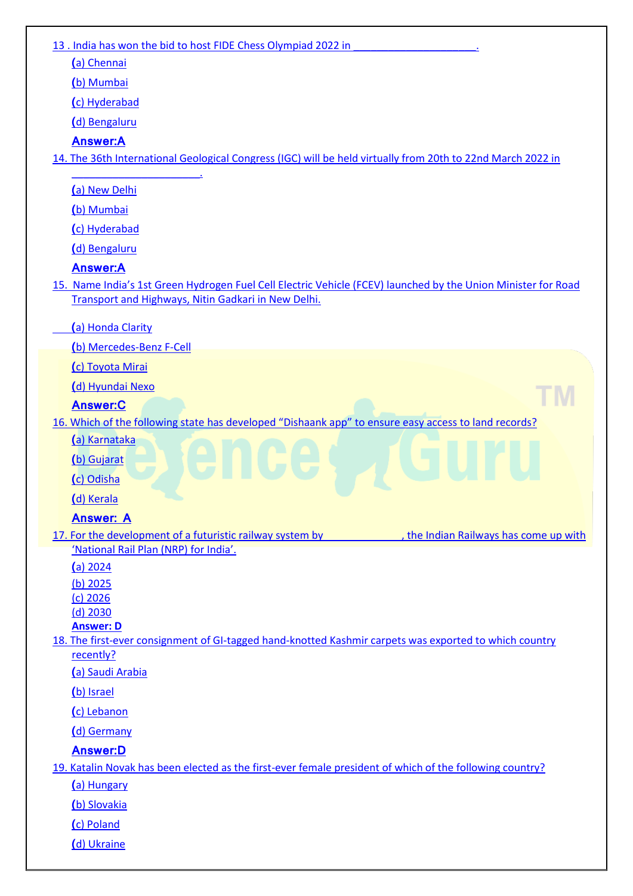13 . India has won the bid to host FIDE Chess Olympiad 2022 in ____________________.

(a) Chennai

(b) Mumbai

(c) Hyderabad

(d) Bengaluru

**Answer:A**

14. The 36th International Geological Congress (IGC) will be held virtually from 20th to 22nd March 2022 in ____________________.

(a) New Delhi

(b) Mumbai

(c) Hyderabad

(d) Bengaluru

**Answer:A**

15. Name India's 1st Green Hydrogen Fuel Cell Electric Vehicle (FCEV) launched by the Union Minister for Road Transport and Highways, Nitin Gadkari in New Delhi.

(a) Honda Clarity

(b) Mercedes-Benz F-Cell

(c) Toyota Mirai

(d) Hyundai Nexo

**Answer:C**

16. Which of the following state has developed "Dishaank app" to ensure easy access to land records?

(a) Karnataka

(b) Gujarat

(c) Odisha

(d) Kerala

**Answer: A**

17. For the development of a futuristic railway system by ____________, the Indian Railways has come up with 'National Rail Plan (NRP) for India'.

(a) 2024

(b) 2025

(c) 2026

(d) 2030

**Answer: D**

18. The first-ever consignment of GI-tagged hand-knotted Kashmir carpets was exported to which country recently?

(a) Saudi Arabia

(b) Israel

(c) Lebanon

(d) Germany

**Answer:D**

19. Katalin Novak has been elected as the first-ever female president of which of the following country?

(a) Hungary

(b) Slovakia

(c) Poland

(d) Ukraine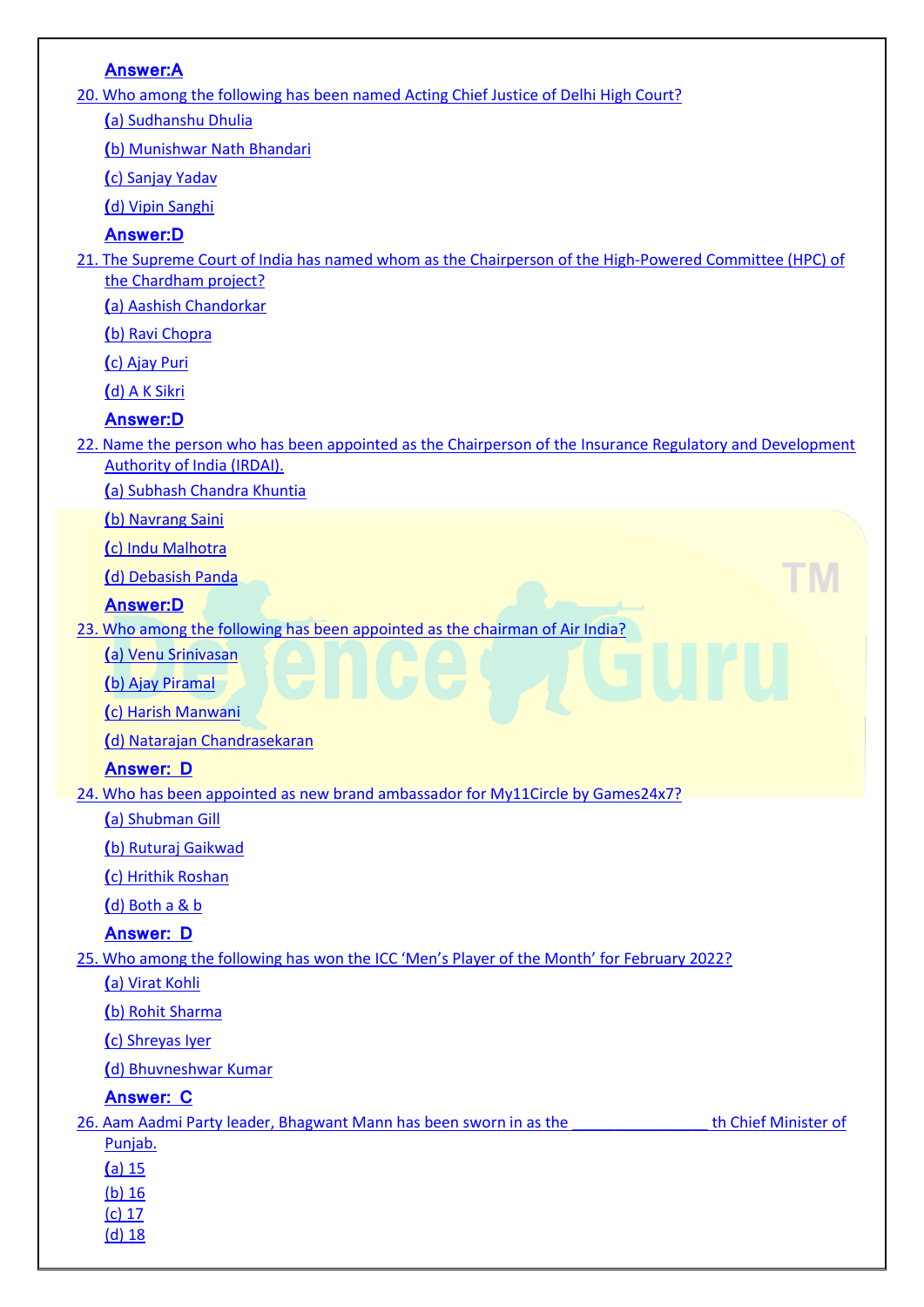**Answer:A**

20. Who among the following has been named Acting Chief Justice of Delhi High Court?

(a) Sudhanshu Dhulia

(b) Munishwar Nath Bhandari

(c) Sanjay Yadav

(d) Vipin Sanghi

**Answer:D**

21. The Supreme Court of India has named whom as the Chairperson of the High-Powered Committee (HPC) of the Chardham project?

(a) Aashish Chandorkar

(b) Ravi Chopra

(c) Ajay Puri

(d) A K Sikri

**Answer:D**

22. Name the person who has been appointed as the Chairperson of the Insurance Regulatory and Development Authority of India (IRDAI).

(a) Subhash Chandra Khuntia

(b) Navrang Saini

(c) Indu Malhotra

(d) Debasish Panda

**Answer:D**

23. Who among the following has been appointed as the chairman of Air India?

(a) Venu Srinivasan

(b) Ajay Piramal

(c) Harish Manwani

(d) Natarajan Chandrasekaran

**Answer: D**

24. Who has been appointed as new brand ambassador for My11Circle by Games24x7?

(a) Shubman Gill

(b) Ruturaj Gaikwad

(c) Hrithik Roshan

(d) Both a & b

**Answer: D**

25. Who among the following has won the ICC 'Men's Player of the Month' for February 2022?

(a) Virat Kohli

(b) Rohit Sharma

(c) Shreyas Iyer

(d) Bhuvneshwar Kumar

**Answer: C**

26. Aam Aadmi Party leader, Bhagwant Mann has been sworn in as the ________________ th Chief Minister of Punjab.

(a) 15

(b) 16

(c) 17

(d) 18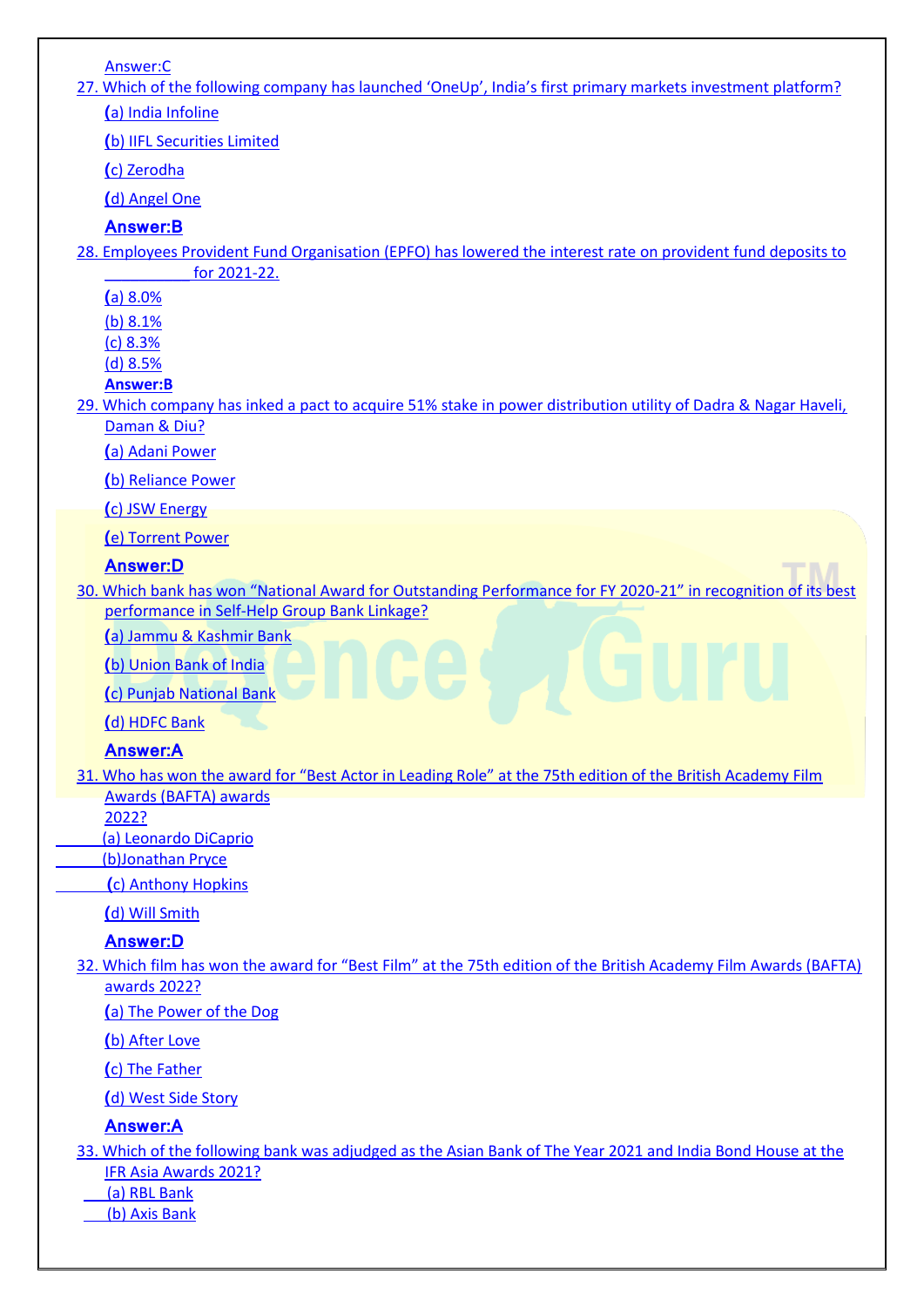Answer:C

27. Which of the following company has launched 'OneUp', India's first primary markets investment platform?

(a) India Infoline

(b) IIFL Securities Limited

(c) Zerodha

(d) Angel One

**Answer:B**

28. Employees Provident Fund Organisation (EPFO) has lowered the interest rate on provident fund deposits to ___________ for 2021-22.

(a) 8.0%
(b) 8.1%
(c) 8.3%
(d) 8.5%
**Answer:B**

29. Which company has inked a pact to acquire 51% stake in power distribution utility of Dadra & Nagar Haveli, Daman & Diu?

(a) Adani Power

(b) Reliance Power

(c) JSW Energy

(e) Torrent Power

**Answer:D**

30. Which bank has won "National Award for Outstanding Performance for FY 2020-21" in recognition of its best performance in Self-Help Group Bank Linkage?

(a) Jammu & Kashmir Bank

(b) Union Bank of India

(c) Punjab National Bank

(d) HDFC Bank

**Answer:A**

31. Who has won the award for "Best Actor in Leading Role" at the 75th edition of the British Academy Film Awards (BAFTA) awards 2022?

(a) Leonardo DiCaprio
(b)Jonathan Pryce

(c) Anthony Hopkins

(d) Will Smith

**Answer:D**

32. Which film has won the award for "Best Film" at the 75th edition of the British Academy Film Awards (BAFTA) awards 2022?

(a) The Power of the Dog

(b) After Love

(c) The Father

(d) West Side Story

**Answer:A**

33. Which of the following bank was adjudged as the Asian Bank of The Year 2021 and India Bond House at the IFR Asia Awards 2021?

(a) RBL Bank
(b) Axis Bank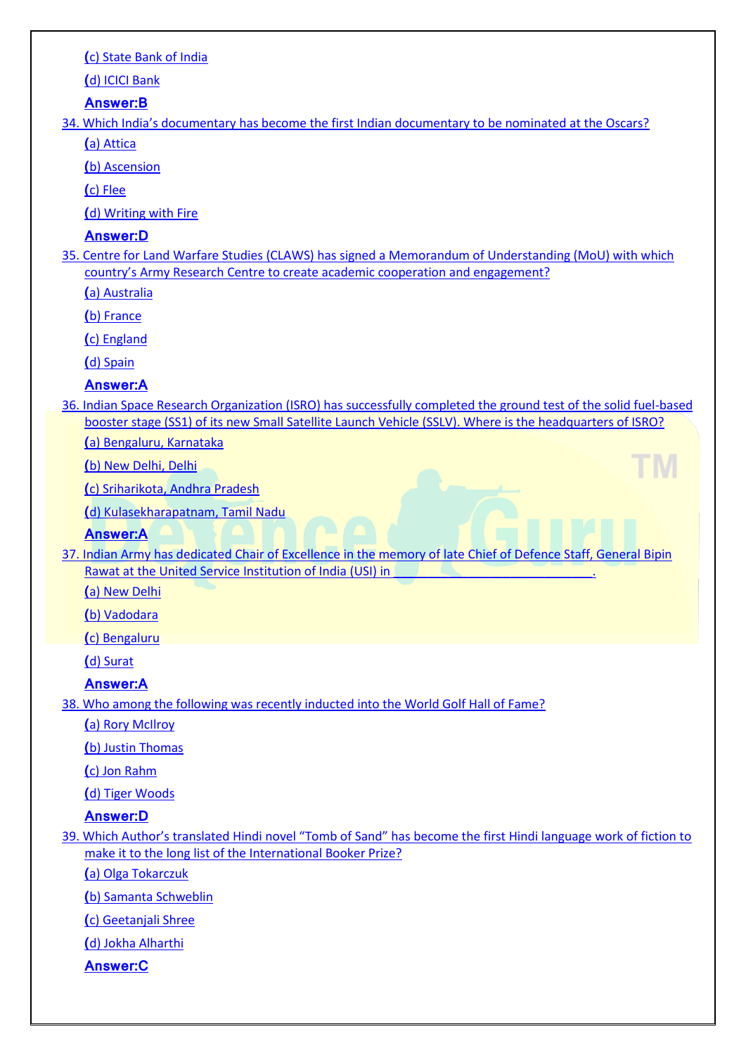(c) State Bank of India

(d) ICICI Bank

**Answer:B**

34. Which India's documentary has become the first Indian documentary to be nominated at the Oscars?

(a) Attica

(b) Ascension

(c) Flee

(d) Writing with Fire

**Answer:D**

35. Centre for Land Warfare Studies (CLAWS) has signed a Memorandum of Understanding (MoU) with which country's Army Research Centre to create academic cooperation and engagement?

(a) Australia

(b) France

(c) England

(d) Spain

**Answer:A**

36. Indian Space Research Organization (ISRO) has successfully completed the ground test of the solid fuel-based booster stage (SS1) of its new Small Satellite Launch Vehicle (SSLV). Where is the headquarters of ISRO?

(a) Bengaluru, Karnataka

(b) New Delhi, Delhi

(c) Sriharikota, Andhra Pradesh

(d) Kulasekharapatnam, Tamil Nadu

**Answer:A**

37. Indian Army has dedicated Chair of Excellence in the memory of late Chief of Defence Staff, General Bipin Rawat at the United Service Institution of India (USI) in ____________________.

(a) New Delhi

(b) Vadodara

(c) Bengaluru

(d) Surat

**Answer:A**

38. Who among the following was recently inducted into the World Golf Hall of Fame?

(a) Rory McIlroy

(b) Justin Thomas

(c) Jon Rahm

(d) Tiger Woods

**Answer:D**

39. Which Author's translated Hindi novel "Tomb of Sand" has become the first Hindi language work of fiction to make it to the long list of the International Booker Prize?

(a) Olga Tokarczuk

(b) Samanta Schweblin

(c) Geetanjali Shree

(d) Jokha Alharthi

**Answer:C**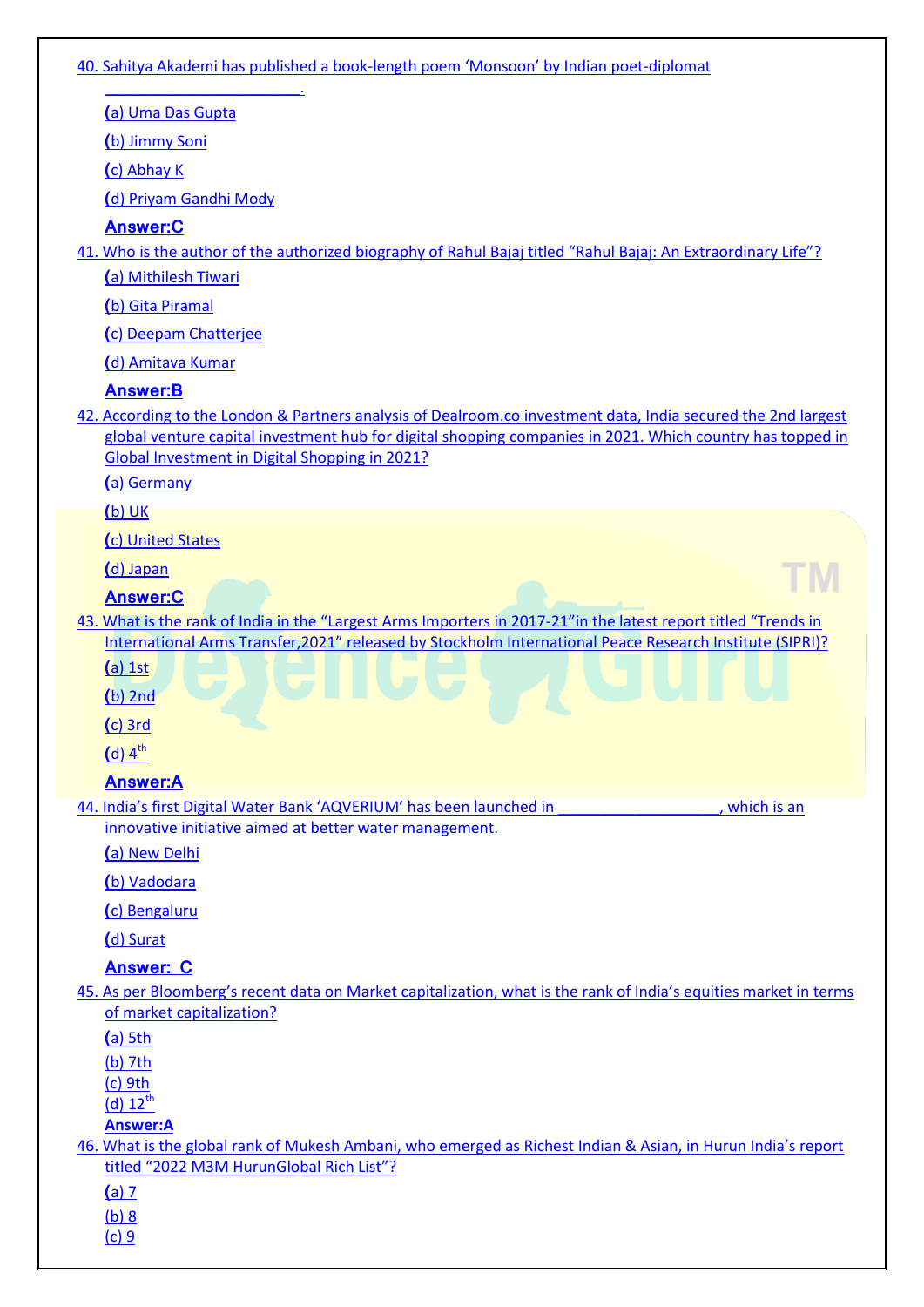40. Sahitya Akademi has published a book-length poem 'Monsoon' by Indian poet-diplomat ________________________.

(a) Uma Das Gupta

(b) Jimmy Soni

(c) Abhay K

(d) Priyam Gandhi Mody

**Answer:C**

41. Who is the author of the authorized biography of Rahul Bajaj titled "Rahul Bajaj: An Extraordinary Life"?

(a) Mithilesh Tiwari

(b) Gita Piramal

(c) Deepam Chatterjee

(d) Amitava Kumar

**Answer:B**

42. According to the London & Partners analysis of Dealroom.co investment data, India secured the 2nd largest global venture capital investment hub for digital shopping companies in 2021. Which country has topped in Global Investment in Digital Shopping in 2021?

(a) Germany

(b) UK

(c) United States

(d) Japan

**Answer:C**

43. What is the rank of India in the "Largest Arms Importers in 2017-21"in the latest report titled "Trends in International Arms Transfer,2021" released by Stockholm International Peace Research Institute (SIPRI)?

(a) 1st

(b) 2nd

(c) 3rd

(d) 4th

**Answer:A**

44. India's first Digital Water Bank 'AQVERIUM' has been launched in ____________________, which is an innovative initiative aimed at better water management.

(a) New Delhi

(b) Vadodara

(c) Bengaluru

(d) Surat

**Answer: C**

45. As per Bloomberg's recent data on Market capitalization, what is the rank of India's equities market in terms of market capitalization?

(a) 5th

(b) 7th

(c) 9th

(d) 12th

**Answer:A**

46. What is the global rank of Mukesh Ambani, who emerged as Richest Indian & Asian, in Hurun India's report titled "2022 M3M HurunGlobal Rich List"?

(a) 7

(b) 8

(c) 9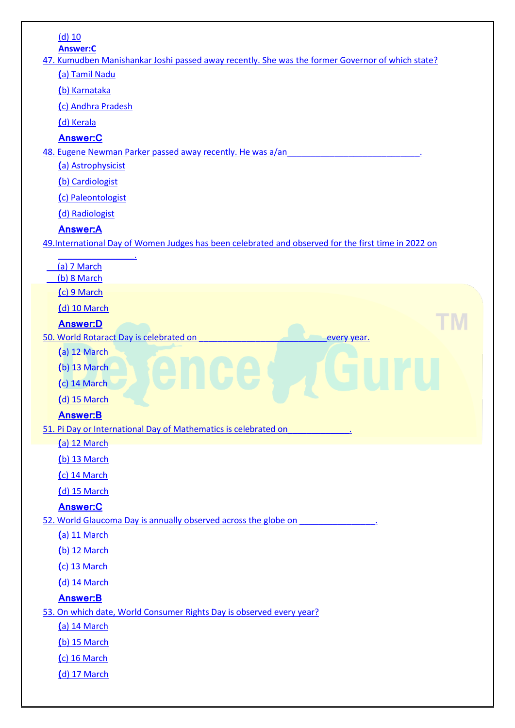(d) 10

**Answer:C**

47. Kumudben Manishankar Joshi passed away recently. She was the former Governor of which state?

(a) Tamil Nadu

(b) Karnataka

(c) Andhra Pradesh

(d) Kerala

**Answer:C**

48. Eugene Newman Parker passed away recently. He was a/an____________________________.

(a) Astrophysicist

(b) Cardiologist

(c) Paleontologist

(d) Radiologist

**Answer:A**

49. International Day of Women Judges has been celebrated and observed for the first time in 2022 on ________________.

(a) 7 March

(b) 8 March

(c) 9 March

(d) 10 March

**Answer:D**

50. World Rotaract Day is celebrated on ___________________________every year.

(a) 12 March

(b) 13 March

(c) 14 March

(d) 15 March

**Answer:B**

51. Pi Day or International Day of Mathematics is celebrated on_____________.

(a) 12 March

(b) 13 March

(c) 14 March

(d) 15 March

**Answer:C**

52. World Glaucoma Day is annually observed across the globe on ________________.

(a) 11 March

(b) 12 March

(c) 13 March

(d) 14 March

**Answer:B**

53. On which date, World Consumer Rights Day is observed every year?

(a) 14 March

(b) 15 March

(c) 16 March

(d) 17 March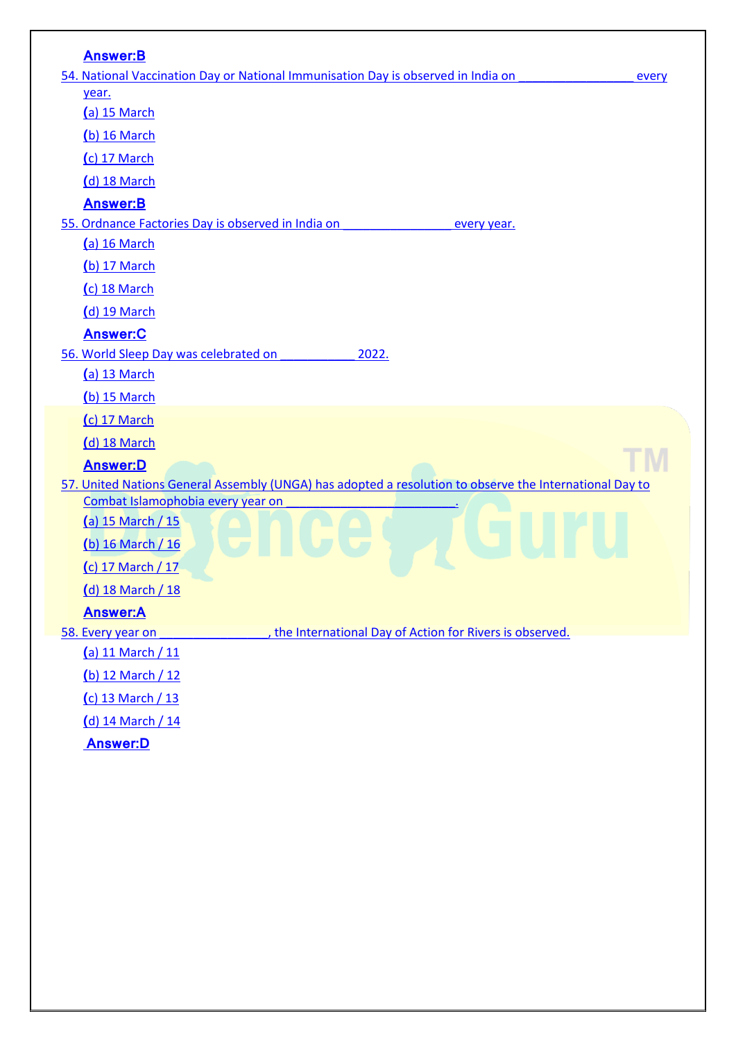**Answer:B**

54. National Vaccination Day or National Immunisation Day is observed in India on ________________ every year.

(a) 15 March

(b) 16 March

(c) 17 March

(d) 18 March

**Answer:B**

55. Ordnance Factories Day is observed in India on ________________ every year.

(a) 16 March

(b) 17 March

(c) 18 March

(d) 19 March

**Answer:C**

56. World Sleep Day was celebrated on ___________ 2022.

(a) 13 March

(b) 15 March

(c) 17 March

(d) 18 March

**Answer:D**

57. United Nations General Assembly (UNGA) has adopted a resolution to observe the International Day to Combat Islamophobia every year on ________________________.

(a) 15 March / 15

(b) 16 March / 16

(c) 17 March / 17

(d) 18 March / 18

**Answer:A**

58. Every year on ________________, the International Day of Action for Rivers is observed.

(a) 11 March / 11

(b) 12 March / 12

(c) 13 March / 13

(d) 14 March / 14

**Answer:D**